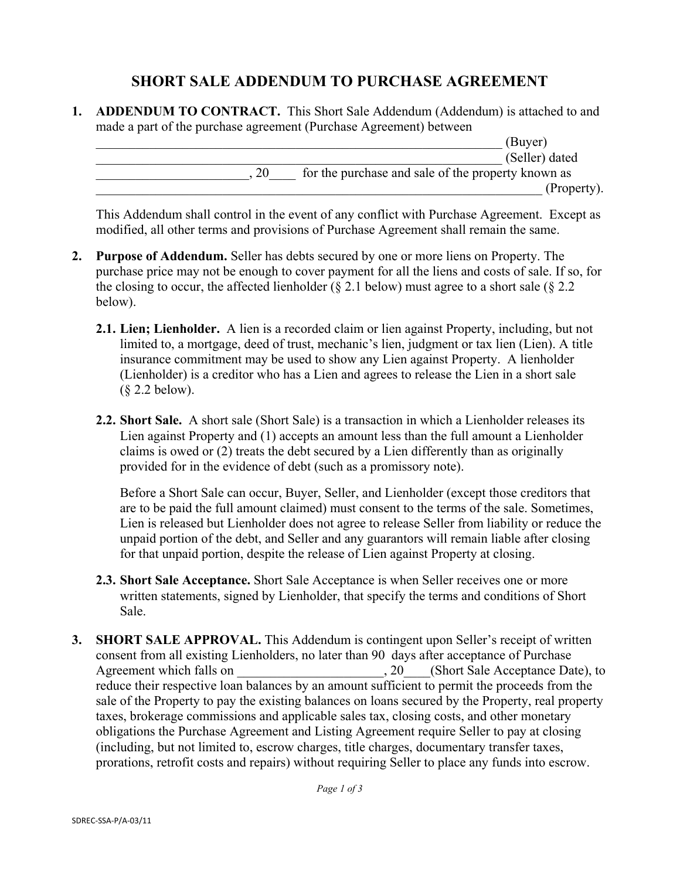# SHORT SALE ADDENDUM TO PURCHASE AGREEMENT

1. **ADDENDUM TO CONTRACT.** This Short Sale Addendum (Addendum) is attached to and made a part of the purchase agreement (Purchase Agreement) between

   ______________________________________________________________ (Buyer)
   ______________________________________________________________ (Seller) dated
   ______________________, 20____ for the purchase and sale of the property known as
   _____________________________________________________________________ (Property).

   This Addendum shall control in the event of any conflict with Purchase Agreement. Except as modified, all other terms and provisions of Purchase Agreement shall remain the same.

2. **Purpose of Addendum.** Seller has debts secured by one or more liens on Property. The purchase price may not be enough to cover payment for all the liens and costs of sale. If so, for the closing to occur, the affected lienholder (§ 2.1 below) must agree to a short sale (§ 2.2 below).

   **2.1. Lien; Lienholder.** A lien is a recorded claim or lien against Property, including, but not limited to, a mortgage, deed of trust, mechanic's lien, judgment or tax lien (Lien). A title insurance commitment may be used to show any Lien against Property. A lienholder (Lienholder) is a creditor who has a Lien and agrees to release the Lien in a short sale (§ 2.2 below).

   **2.2. Short Sale.** A short sale (Short Sale) is a transaction in which a Lienholder releases its Lien against Property and (1) accepts an amount less than the full amount a Lienholder claims is owed or (2) treats the debt secured by a Lien differently than as originally provided for in the evidence of debt (such as a promissory note).

   Before a Short Sale can occur, Buyer, Seller, and Lienholder (except those creditors that are to be paid the full amount claimed) must consent to the terms of the sale. Sometimes, Lien is released but Lienholder does not agree to release Seller from liability or reduce the unpaid portion of the debt, and Seller and any guarantors will remain liable after closing for that unpaid portion, despite the release of Lien against Property at closing.

   **2.3. Short Sale Acceptance.** Short Sale Acceptance is when Seller receives one or more written statements, signed by Lienholder, that specify the terms and conditions of Short Sale.

3. **SHORT SALE APPROVAL.** This Addendum is contingent upon Seller's receipt of written consent from all existing Lienholders, no later than 90 days after acceptance of Purchase Agreement which falls on _____________________, 20____(Short Sale Acceptance Date), to reduce their respective loan balances by an amount sufficient to permit the proceeds from the sale of the Property to pay the existing balances on loans secured by the Property, real property taxes, brokerage commissions and applicable sales tax, closing costs, and other monetary obligations the Purchase Agreement and Listing Agreement require Seller to pay at closing (including, but not limited to, escrow charges, title charges, documentary transfer taxes, prorations, retrofit costs and repairs) without requiring Seller to place any funds into escrow.

SDREC-SSA-P/A-03/11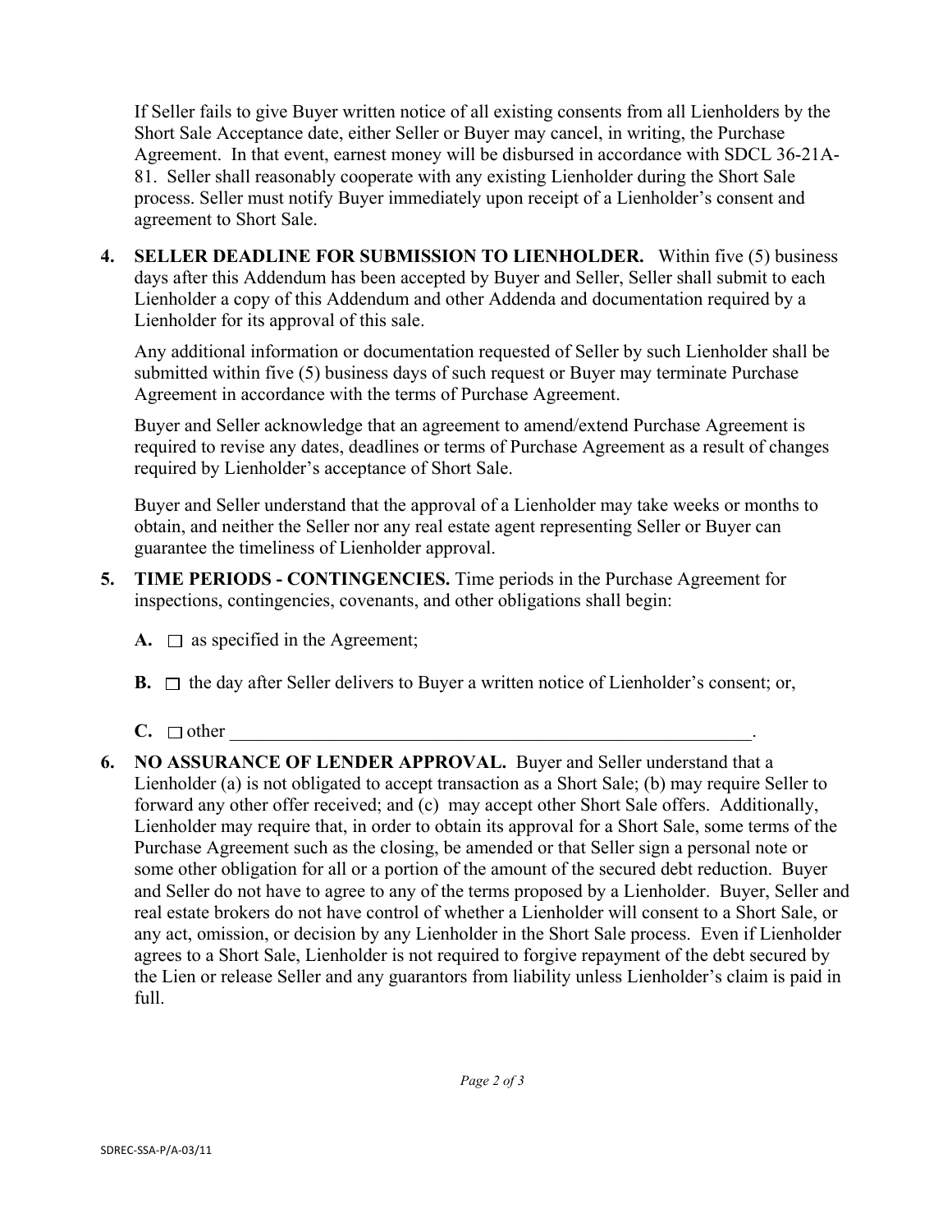If Seller fails to give Buyer written notice of all existing consents from all Lienholders by the Short Sale Acceptance date, either Seller or Buyer may cancel, in writing, the Purchase Agreement. In that event, earnest money will be disbursed in accordance with SDCL 36-21A-81. Seller shall reasonably cooperate with any existing Lienholder during the Short Sale process. Seller must notify Buyer immediately upon receipt of a Lienholder's consent and agreement to Short Sale.

4. **SELLER DEADLINE FOR SUBMISSION TO LIENHOLDER.** Within five (5) business days after this Addendum has been accepted by Buyer and Seller, Seller shall submit to each Lienholder a copy of this Addendum and other Addenda and documentation required by a Lienholder for its approval of this sale.

   Any additional information or documentation requested of Seller by such Lienholder shall be submitted within five (5) business days of such request or Buyer may terminate Purchase Agreement in accordance with the terms of Purchase Agreement.

   Buyer and Seller acknowledge that an agreement to amend/extend Purchase Agreement is required to revise any dates, deadlines or terms of Purchase Agreement as a result of changes required by Lienholder's acceptance of Short Sale.

   Buyer and Seller understand that the approval of a Lienholder may take weeks or months to obtain, and neither the Seller nor any real estate agent representing Seller or Buyer can guarantee the timeliness of Lienholder approval.

5. **TIME PERIODS - CONTINGENCIES.** Time periods in the Purchase Agreement for inspections, contingencies, covenants, and other obligations shall begin:

   **A.** ☐ as specified in the Agreement;

   **B.** ☐ the day after Seller delivers to Buyer a written notice of Lienholder's consent; or,

   **C.** ☐ other ___________________________________________________________.

6. **NO ASSURANCE OF LENDER APPROVAL.** Buyer and Seller understand that a Lienholder (a) is not obligated to accept transaction as a Short Sale; (b) may require Seller to forward any other offer received; and (c) may accept other Short Sale offers. Additionally, Lienholder may require that, in order to obtain its approval for a Short Sale, some terms of the Purchase Agreement such as the closing, be amended or that Seller sign a personal note or some other obligation for all or a portion of the amount of the secured debt reduction. Buyer and Seller do not have to agree to any of the terms proposed by a Lienholder. Buyer, Seller and real estate brokers do not have control of whether a Lienholder will consent to a Short Sale, or any act, omission, or decision by any Lienholder in the Short Sale process. Even if Lienholder agrees to a Short Sale, Lienholder is not required to forgive repayment of the debt secured by the Lien or release Seller and any guarantors from liability unless Lienholder's claim is paid in full.

SDREC-SSA-P/A-03/11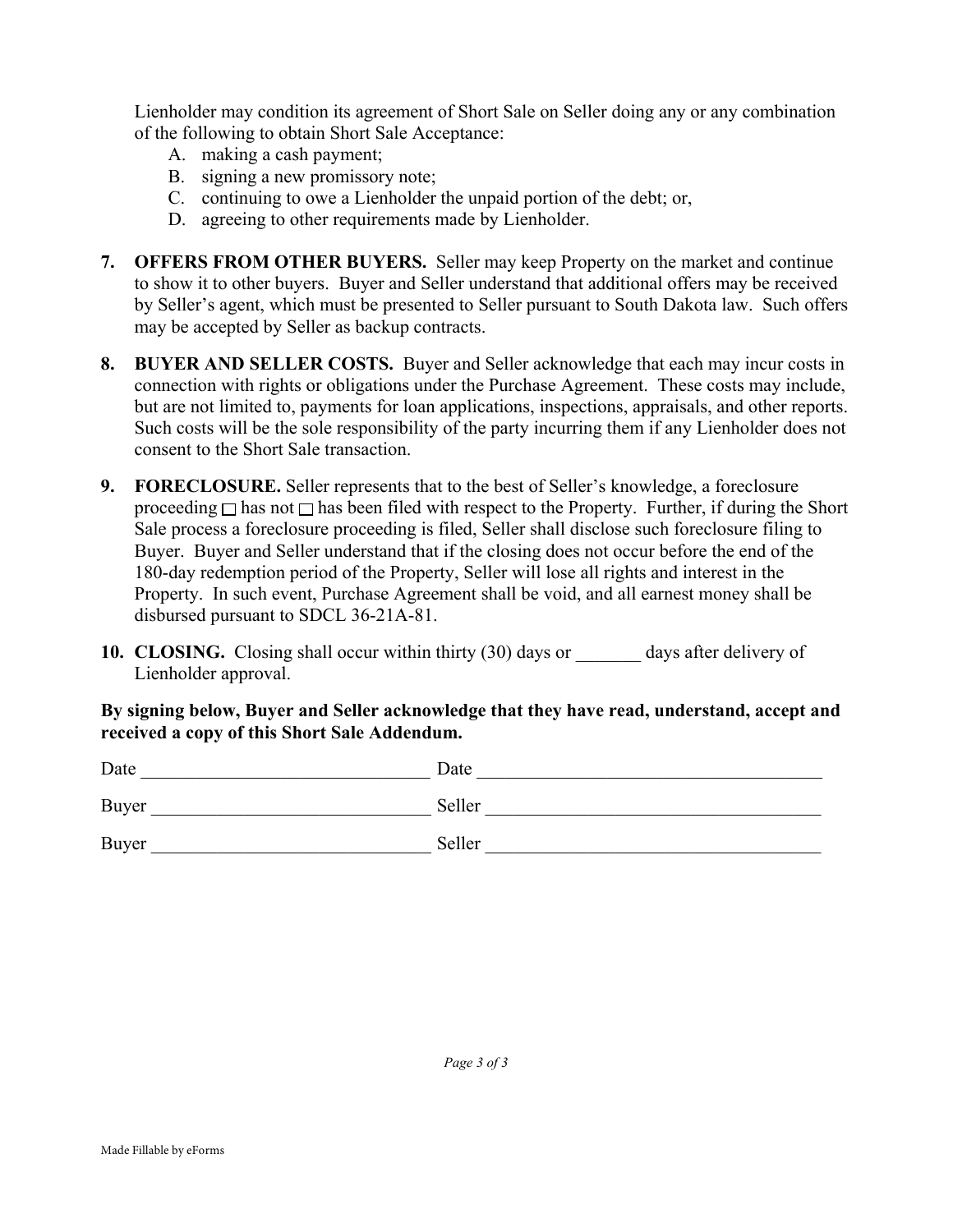Lienholder may condition its agreement of Short Sale on Seller doing any or any combination of the following to obtain Short Sale Acceptance:

A. making a cash payment;
B. signing a new promissory note;
C. continuing to owe a Lienholder the unpaid portion of the debt; or,
D. agreeing to other requirements made by Lienholder.

7. **OFFERS FROM OTHER BUYERS.** Seller may keep Property on the market and continue to show it to other buyers. Buyer and Seller understand that additional offers may be received by Seller's agent, which must be presented to Seller pursuant to South Dakota law. Such offers may be accepted by Seller as backup contracts.

8. **BUYER AND SELLER COSTS.** Buyer and Seller acknowledge that each may incur costs in connection with rights or obligations under the Purchase Agreement. These costs may include, but are not limited to, payments for loan applications, inspections, appraisals, and other reports. Such costs will be the sole responsibility of the party incurring them if any Lienholder does not consent to the Short Sale transaction.

9. **FORECLOSURE.** Seller represents that to the best of Seller's knowledge, a foreclosure proceeding ☐ has not ☐ has been filed with respect to the Property. Further, if during the Short Sale process a foreclosure proceeding is filed, Seller shall disclose such foreclosure filing to Buyer. Buyer and Seller understand that if the closing does not occur before the end of the 180-day redemption period of the Property, Seller will lose all rights and interest in the Property. In such event, Purchase Agreement shall be void, and all earnest money shall be disbursed pursuant to SDCL 36-21A-81.

10. **CLOSING.** Closing shall occur within thirty (30) days or _______ days after delivery of Lienholder approval.

**By signing below, Buyer and Seller acknowledge that they have read, understand, accept and received a copy of this Short Sale Addendum.**

Date _______________________________ Date _____________________________________

Buyer ______________________________ Seller ____________________________________

Buyer ______________________________ Seller ____________________________________

Made Fillable by eForms